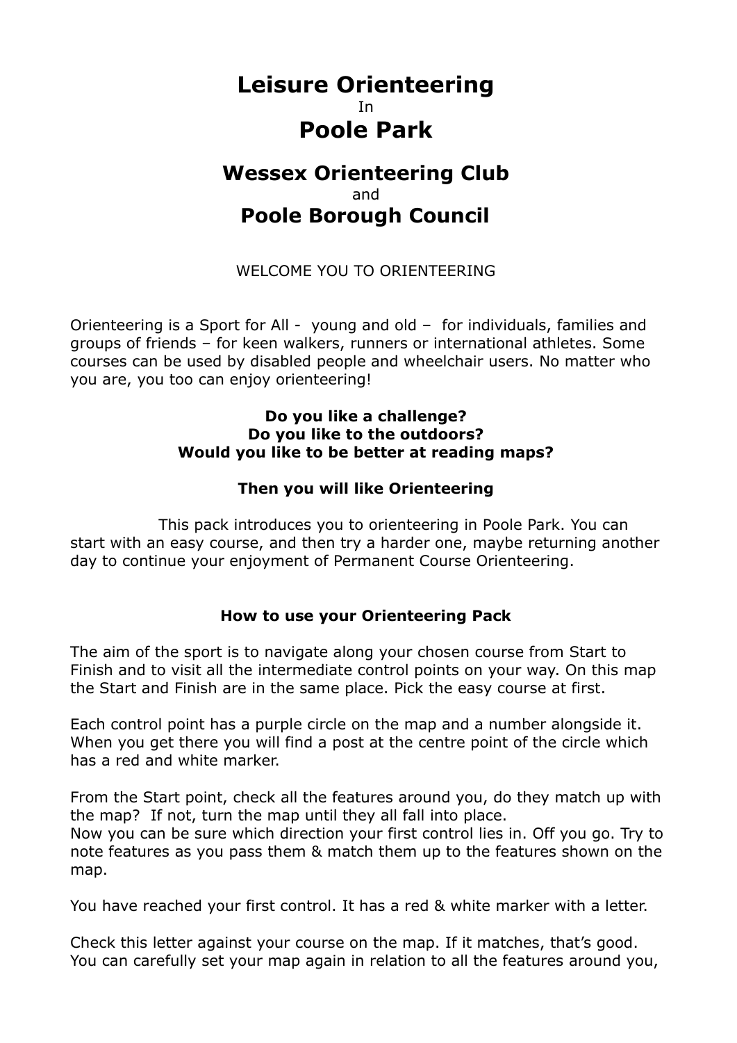# Leisure Orienteering

In

# Poole Park

## Wessex Orienteering Club

and

## Poole Borough Council

WELCOME YOU TO ORIENTEERING

Orienteering is a Sport for All - young and old – for individuals, families and groups of friends – for keen walkers, runners or international athletes. Some courses can be used by disabled people and wheelchair users. No matter who you are, you too can enjoy orienteering!

**Do you like a challenge?**
**Do you like to the outdoors?**
**Would you like to be better at reading maps?**

**Then you will like Orienteering**

This pack introduces you to orienteering in Poole Park. You can start with an easy course, and then try a harder one, maybe returning another day to continue your enjoyment of Permanent Course Orienteering.

### How to use your Orienteering Pack

The aim of the sport is to navigate along your chosen course from Start to Finish and to visit all the intermediate control points on your way. On this map the Start and Finish are in the same place. Pick the easy course at first.

Each control point has a purple circle on the map and a number alongside it. When you get there you will find a post at the centre point of the circle which has a red and white marker.

From the Start point, check all the features around you, do they match up with the map? If not, turn the map until they all fall into place.
Now you can be sure which direction your first control lies in. Off you go. Try to note features as you pass them & match them up to the features shown on the map.

You have reached your first control. It has a red & white marker with a letter.

Check this letter against your course on the map. If it matches, that's good. You can carefully set your map again in relation to all the features around you,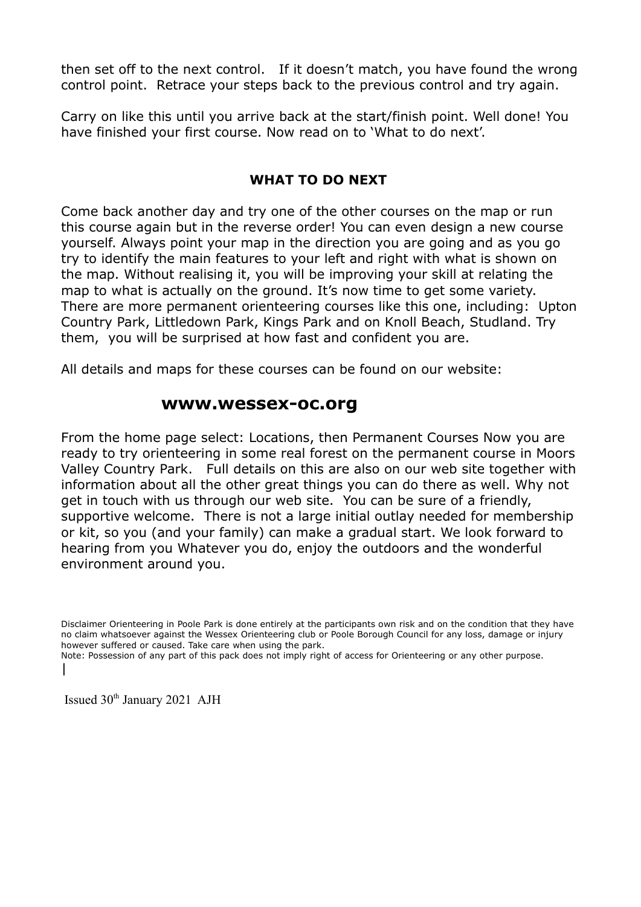then set off to the next control. If it doesn't match, you have found the wrong control point. Retrace your steps back to the previous control and try again.

Carry on like this until you arrive back at the start/finish point. Well done! You have finished your first course. Now read on to 'What to do next'.

## WHAT TO DO NEXT

Come back another day and try one of the other courses on the map or run this course again but in the reverse order! You can even design a new course yourself. Always point your map in the direction you are going and as you go try to identify the main features to your left and right with what is shown on the map. Without realising it, you will be improving your skill at relating the map to what is actually on the ground. It's now time to get some variety. There are more permanent orienteering courses like this one, including: Upton Country Park, Littledown Park, Kings Park and on Knoll Beach, Studland. Try them, you will be surprised at how fast and confident you are.

All details and maps for these courses can be found on our website:

## www.wessex-oc.org

From the home page select: Locations, then Permanent Courses Now you are ready to try orienteering in some real forest on the permanent course in Moors Valley Country Park. Full details on this are also on our web site together with information about all the other great things you can do there as well. Why not get in touch with us through our web site. You can be sure of a friendly, supportive welcome. There is not a large initial outlay needed for membership or kit, so you (and your family) can make a gradual start. We look forward to hearing from you Whatever you do, enjoy the outdoors and the wonderful environment around you.

Disclaimer Orienteering in Poole Park is done entirely at the participants own risk and on the condition that they have no claim whatsoever against the Wessex Orienteering club or Poole Borough Council for any loss, damage or injury however suffered or caused. Take care when using the park.

Note: Possession of any part of this pack does not imply right of access for Orienteering or any other purpose.

Issued 30th January 2021 AJH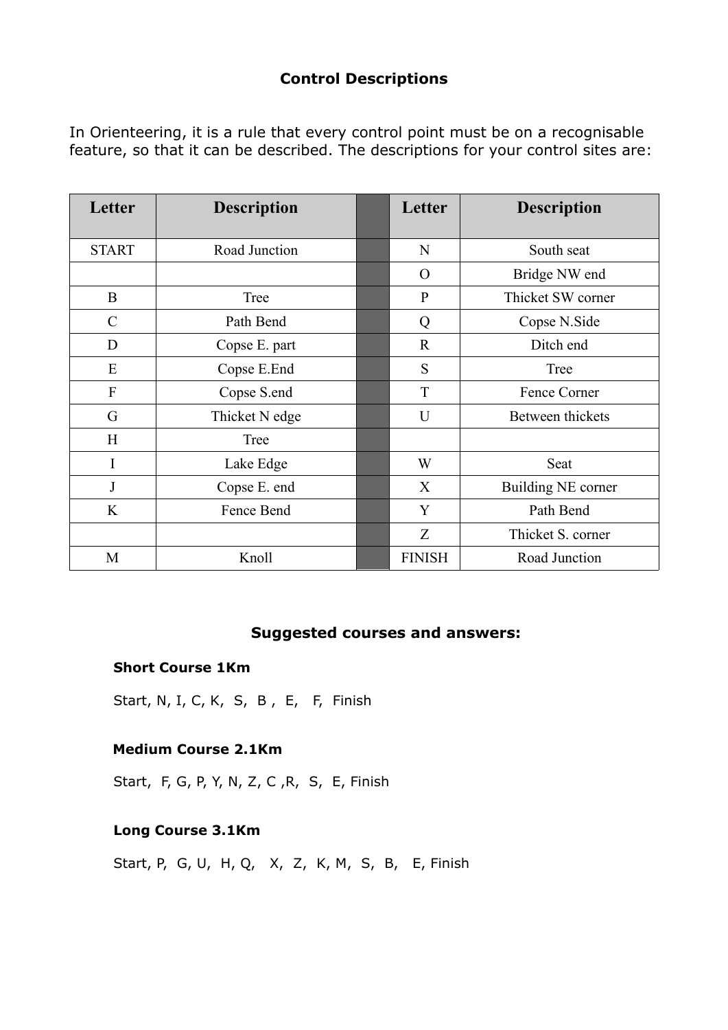## Control Descriptions

In Orienteering, it is a rule that every control point must be on a recognisable feature, so that it can be described. The descriptions for your control sites are:

| Letter | Description | | Letter | Description |
|---|---|---|---|---|
| START | Road Junction | | N | South seat |
| | | | O | Bridge NW end |
| B | Tree | | P | Thicket SW corner |
| C | Path Bend | | Q | Copse N.Side |
| D | Copse E. part | | R | Ditch end |
| E | Copse E.End | | S | Tree |
| F | Copse S.end | | T | Fence Corner |
| G | Thicket N edge | | U | Between thickets |
| H | Tree | | | |
| I | Lake Edge | | W | Seat |
| J | Copse E. end | | X | Building NE corner |
| K | Fence Bend | | Y | Path Bend |
| | | | Z | Thicket S. corner |
| M | Knoll | | FINISH | Road Junction |

## Suggested courses and answers:

**Short Course 1Km**

Start, N, I, C, K, S, B , E, F, Finish

**Medium Course 2.1Km**

Start, F, G, P, Y, N, Z, C ,R, S, E, Finish

**Long Course 3.1Km**

Start, P, G, U, H, Q, X, Z, K, M, S, B, E, Finish